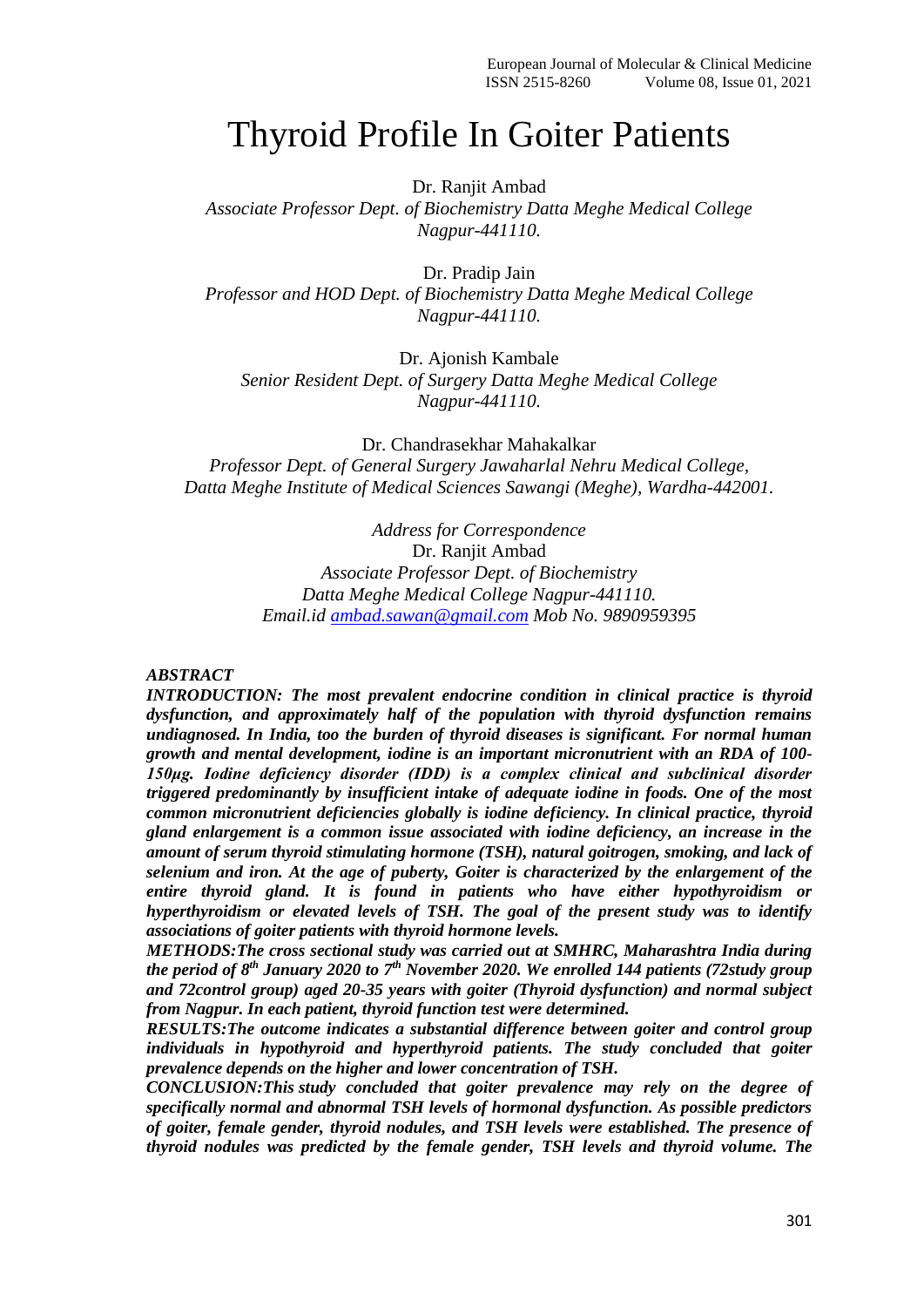# Thyroid Profile In Goiter Patients

Dr. Ranjit Ambad

*Associate Professor Dept. of Biochemistry Datta Meghe Medical College Nagpur-441110.*

Dr. Pradip Jain

*Professor and HOD Dept. of Biochemistry Datta Meghe Medical College Nagpur-441110.*

Dr. Ajonish Kambale

*Senior Resident Dept. of Surgery Datta Meghe Medical College Nagpur-441110.*

Dr. Chandrasekhar Mahakalkar

*Professor Dept. of General Surgery Jawaharlal Nehru Medical College, Datta Meghe Institute of Medical Sciences Sawangi (Meghe), Wardha-442001.*

*Address for Correspondence*
Dr. Ranjit Ambad
*Associate Professor Dept. of Biochemistry*
*Datta Meghe Medical College Nagpur-441110.*
*Email.id ambad.sawan@gmail.com Mob No. 9890959395*

## ABSTRACT

***INTRODUCTION: The most prevalent endocrine condition in clinical practice is thyroid dysfunction, and approximately half of the population with thyroid dysfunction remains undiagnosed. In India, too the burden of thyroid diseases is significant. For normal human growth and mental development, iodine is an important micronutrient with an RDA of 100-150µg. Iodine deficiency disorder (IDD) is a complex clinical and subclinical disorder triggered predominantly by insufficient intake of adequate iodine in foods. One of the most common micronutrient deficiencies globally is iodine deficiency. In clinical practice, thyroid gland enlargement is a common issue associated with iodine deficiency, an increase in the amount of serum thyroid stimulating hormone (TSH), natural goitrogen, smoking, and lack of selenium and iron. At the age of puberty, Goiter is characterized by the enlargement of the entire thyroid gland. It is found in patients who have either hypothyroidism or hyperthyroidism or elevated levels of TSH. The goal of the present study was to identify associations of goiter patients with thyroid hormone levels.***

***METHODS:The cross sectional study was carried out at SMHRC, Maharashtra India during the period of 8th January 2020 to 7th November 2020. We enrolled 144 patients (72study group and 72control group) aged 20-35 years with goiter (Thyroid dysfunction) and normal subject from Nagpur. In each patient, thyroid function test were determined.***

***RESULTS:The outcome indicates a substantial difference between goiter and control group individuals in hypothyroid and hyperthyroid patients. The study concluded that goiter prevalence depends on the higher and lower concentration of TSH.***

***CONCLUSION:This study concluded that goiter prevalence may rely on the degree of specifically normal and abnormal TSH levels of hormonal dysfunction. As possible predictors of goiter, female gender, thyroid nodules, and TSH levels were established. The presence of thyroid nodules was predicted by the female gender, TSH levels and thyroid volume. The***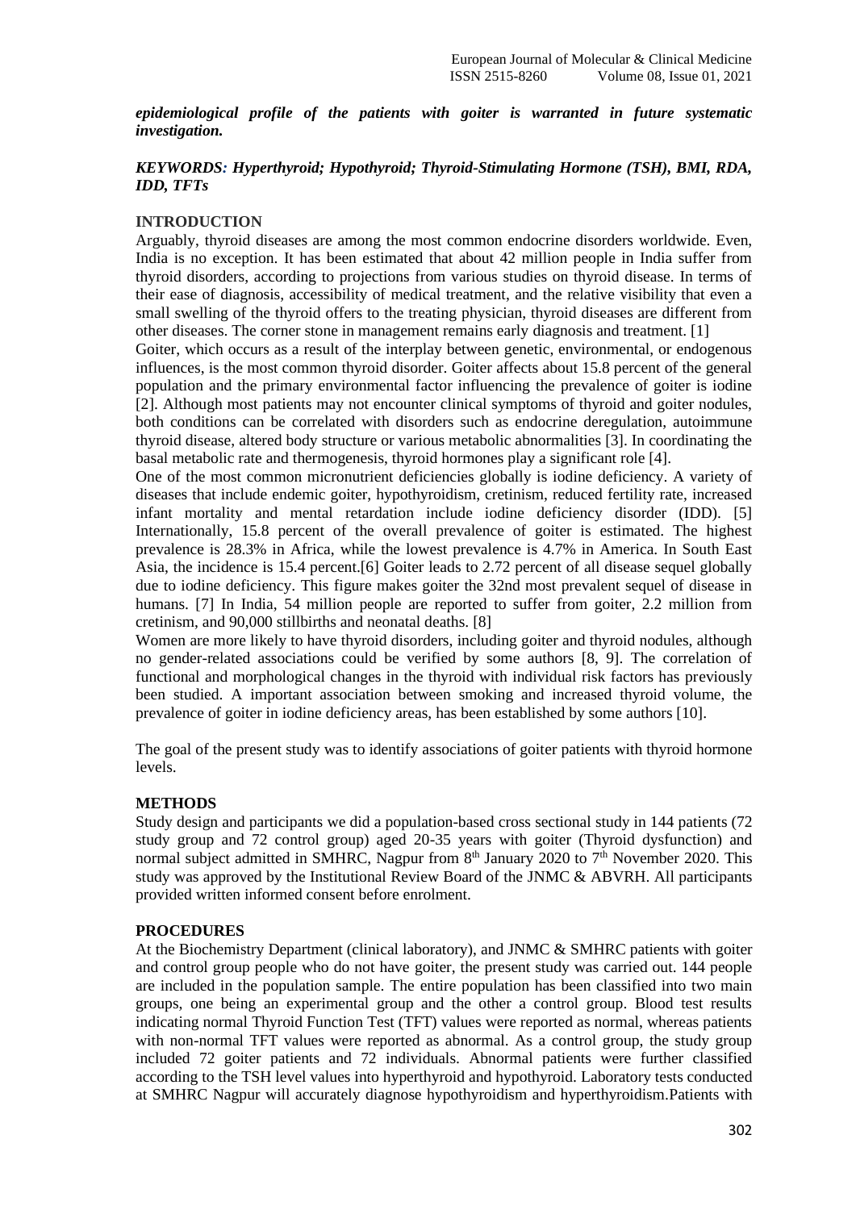***epidemiological profile of the patients with goiter is warranted in future systematic investigation.***

***KEYWORDS: Hyperthyroid; Hypothyroid; Thyroid-Stimulating Hormone (TSH), BMI, RDA, IDD, TFTs***

## INTRODUCTION

Arguably, thyroid diseases are among the most common endocrine disorders worldwide. Even, India is no exception. It has been estimated that about 42 million people in India suffer from thyroid disorders, according to projections from various studies on thyroid disease. In terms of their ease of diagnosis, accessibility of medical treatment, and the relative visibility that even a small swelling of the thyroid offers to the treating physician, thyroid diseases are different from other diseases. The corner stone in management remains early diagnosis and treatment. [1]

Goiter, which occurs as a result of the interplay between genetic, environmental, or endogenous influences, is the most common thyroid disorder. Goiter affects about 15.8 percent of the general population and the primary environmental factor influencing the prevalence of goiter is iodine [2]. Although most patients may not encounter clinical symptoms of thyroid and goiter nodules, both conditions can be correlated with disorders such as endocrine deregulation, autoimmune thyroid disease, altered body structure or various metabolic abnormalities [3]. In coordinating the basal metabolic rate and thermogenesis, thyroid hormones play a significant role [4].

One of the most common micronutrient deficiencies globally is iodine deficiency. A variety of diseases that include endemic goiter, hypothyroidism, cretinism, reduced fertility rate, increased infant mortality and mental retardation include iodine deficiency disorder (IDD). [5] Internationally, 15.8 percent of the overall prevalence of goiter is estimated. The highest prevalence is 28.3% in Africa, while the lowest prevalence is 4.7% in America. In South East Asia, the incidence is 15.4 percent.[6] Goiter leads to 2.72 percent of all disease sequel globally due to iodine deficiency. This figure makes goiter the 32nd most prevalent sequel of disease in humans. [7] In India, 54 million people are reported to suffer from goiter, 2.2 million from cretinism, and 90,000 stillbirths and neonatal deaths. [8]

Women are more likely to have thyroid disorders, including goiter and thyroid nodules, although no gender-related associations could be verified by some authors [8, 9]. The correlation of functional and morphological changes in the thyroid with individual risk factors has previously been studied. A important association between smoking and increased thyroid volume, the prevalence of goiter in iodine deficiency areas, has been established by some authors [10].

The goal of the present study was to identify associations of goiter patients with thyroid hormone levels.

## METHODS

Study design and participants we did a population-based cross sectional study in 144 patients (72 study group and 72 control group) aged 20-35 years with goiter (Thyroid dysfunction) and normal subject admitted in SMHRC, Nagpur from 8th January 2020 to 7th November 2020. This study was approved by the Institutional Review Board of the JNMC & ABVRH. All participants provided written informed consent before enrolment.

## PROCEDURES

At the Biochemistry Department (clinical laboratory), and JNMC & SMHRC patients with goiter and control group people who do not have goiter, the present study was carried out. 144 people are included in the population sample. The entire population has been classified into two main groups, one being an experimental group and the other a control group. Blood test results indicating normal Thyroid Function Test (TFT) values were reported as normal, whereas patients with non-normal TFT values were reported as abnormal. As a control group, the study group included 72 goiter patients and 72 individuals. Abnormal patients were further classified according to the TSH level values into hyperthyroid and hypothyroid. Laboratory tests conducted at SMHRC Nagpur will accurately diagnose hypothyroidism and hyperthyroidism.Patients with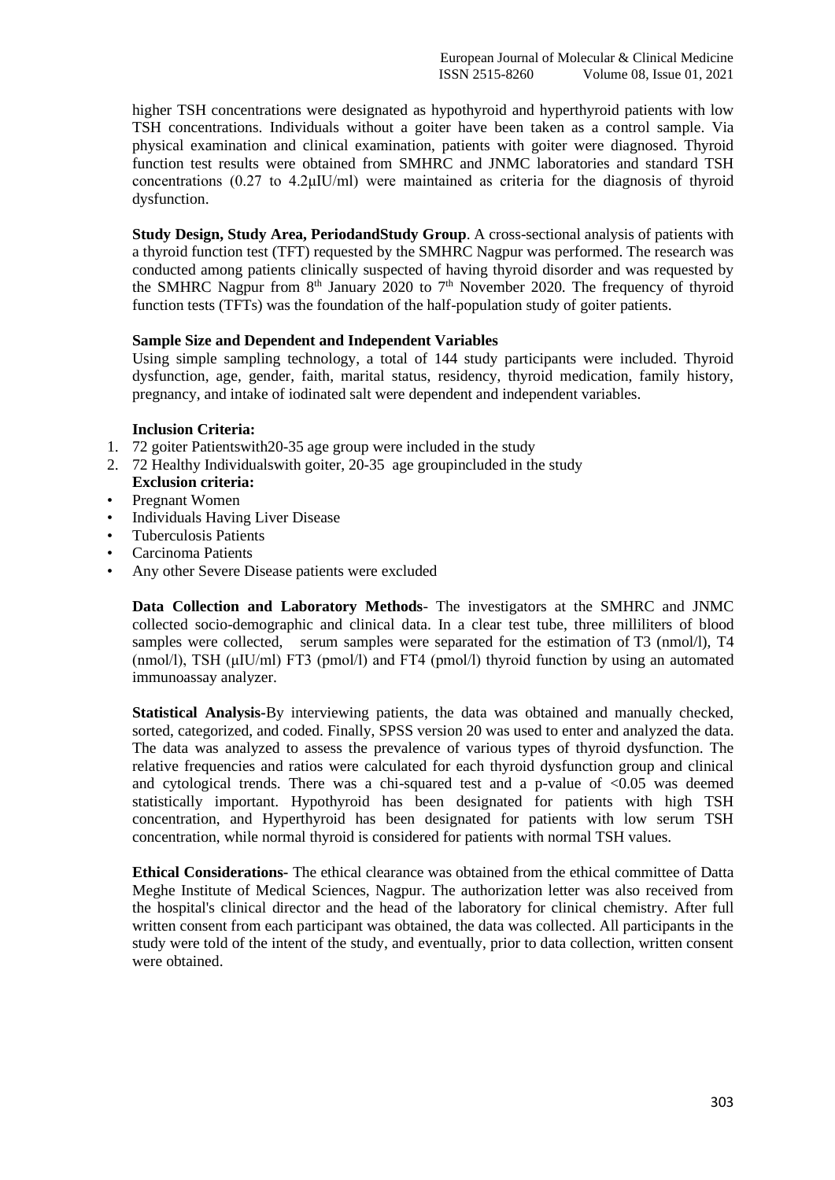higher TSH concentrations were designated as hypothyroid and hyperthyroid patients with low TSH concentrations. Individuals without a goiter have been taken as a control sample. Via physical examination and clinical examination, patients with goiter were diagnosed. Thyroid function test results were obtained from SMHRC and JNMC laboratories and standard TSH concentrations (0.27 to 4.2μIU/ml) were maintained as criteria for the diagnosis of thyroid dysfunction.

**Study Design, Study Area, PeriodandStudy Group**. A cross-sectional analysis of patients with a thyroid function test (TFT) requested by the SMHRC Nagpur was performed. The research was conducted among patients clinically suspected of having thyroid disorder and was requested by the SMHRC Nagpur from 8th January 2020 to 7th November 2020. The frequency of thyroid function tests (TFTs) was the foundation of the half-population study of goiter patients.

**Sample Size and Dependent and Independent Variables**

Using simple sampling technology, a total of 144 study participants were included. Thyroid dysfunction, age, gender, faith, marital status, residency, thyroid medication, family history, pregnancy, and intake of iodinated salt were dependent and independent variables.

**Inclusion Criteria:**

1. 72 goiter Patientswith20-35 age group were included in the study
2. 72 Healthy Individualswith goiter, 20-35 age groupincluded in the study

**Exclusion criteria:**

- Pregnant Women
- Individuals Having Liver Disease
- Tuberculosis Patients
- Carcinoma Patients
- Any other Severe Disease patients were excluded

**Data Collection and Laboratory Methods**- The investigators at the SMHRC and JNMC collected socio-demographic and clinical data. In a clear test tube, three milliliters of blood samples were collected, serum samples were separated for the estimation of T3 (nmol/l), T4 (nmol/l), TSH (μIU/ml) FT3 (pmol/l) and FT4 (pmol/l) thyroid function by using an automated immunoassay analyzer.

**Statistical Analysis**-By interviewing patients, the data was obtained and manually checked, sorted, categorized, and coded. Finally, SPSS version 20 was used to enter and analyzed the data. The data was analyzed to assess the prevalence of various types of thyroid dysfunction. The relative frequencies and ratios were calculated for each thyroid dysfunction group and clinical and cytological trends. There was a chi-squared test and a p-value of $<0.05$ was deemed statistically important. Hypothyroid has been designated for patients with high TSH concentration, and Hyperthyroid has been designated for patients with low serum TSH concentration, while normal thyroid is considered for patients with normal TSH values.

**Ethical Considerations**- The ethical clearance was obtained from the ethical committee of Datta Meghe Institute of Medical Sciences, Nagpur. The authorization letter was also received from the hospital's clinical director and the head of the laboratory for clinical chemistry. After full written consent from each participant was obtained, the data was collected. All participants in the study were told of the intent of the study, and eventually, prior to data collection, written consent were obtained.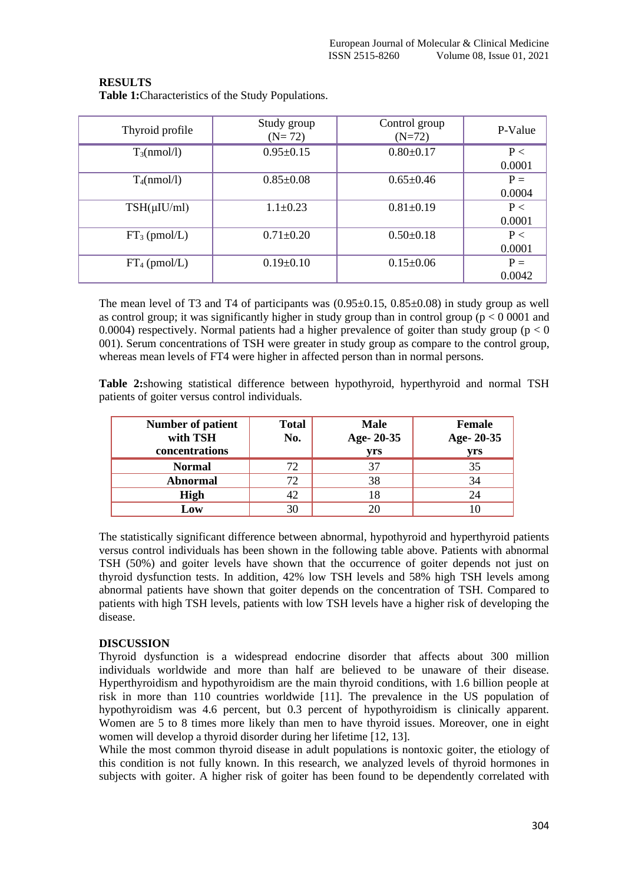## RESULTS

**Table 1:** Characteristics of the Study Populations.

| Thyroid profile | Study group (N= 72) | Control group (N=72) | P-Value |
|---|---|---|---|
| $T_3$(nmol/l) | 0.95±0.15 | 0.80±0.17 | P < 0.0001 |
| $T_4$(nmol/l) | 0.85±0.08 | 0.65±0.46 | P = 0.0004 |
| TSH(μIU/ml) | 1.1±0.23 | 0.81±0.19 | P < 0.0001 |
| $FT_3$ (pmol/L) | 0.71±0.20 | 0.50±0.18 | P < 0.0001 |
| $FT_4$ (pmol/L) | 0.19±0.10 | 0.15±0.06 | P = 0.0042 |

The mean level of T3 and T4 of participants was (0.95±0.15, 0.85±0.08) in study group as well as control group; it was significantly higher in study group than in control group (p < 0 0001 and 0.0004) respectively. Normal patients had a higher prevalence of goiter than study group (p < 0 001). Serum concentrations of TSH were greater in study group as compare to the control group, whereas mean levels of FT4 were higher in affected person than in normal persons.

**Table 2:** showing statistical difference between hypothyroid, hyperthyroid and normal TSH patients of goiter versus control individuals.

| Number of patient with TSH concentrations | Total No. | Male Age- 20-35 yrs | Female Age- 20-35 yrs |
|---|---|---|---|
| **Normal** | 72 | 37 | 35 |
| **Abnormal** | 72 | 38 | 34 |
| **High** | 42 | 18 | 24 |
| **Low** | 30 | 20 | 10 |

The statistically significant difference between abnormal, hypothyroid and hyperthyroid patients versus control individuals has been shown in the following table above. Patients with abnormal TSH (50%) and goiter levels have shown that the occurrence of goiter depends not just on thyroid dysfunction tests. In addition, 42% low TSH levels and 58% high TSH levels among abnormal patients have shown that goiter depends on the concentration of TSH. Compared to patients with high TSH levels, patients with low TSH levels have a higher risk of developing the disease.

## DISCUSSION

Thyroid dysfunction is a widespread endocrine disorder that affects about 300 million individuals worldwide and more than half are believed to be unaware of their disease. Hyperthyroidism and hypothyroidism are the main thyroid conditions, with 1.6 billion people at risk in more than 110 countries worldwide [11]. The prevalence in the US population of hypothyroidism was 4.6 percent, but 0.3 percent of hypothyroidism is clinically apparent. Women are 5 to 8 times more likely than men to have thyroid issues. Moreover, one in eight women will develop a thyroid disorder during her lifetime [12, 13].

While the most common thyroid disease in adult populations is nontoxic goiter, the etiology of this condition is not fully known. In this research, we analyzed levels of thyroid hormones in subjects with goiter. A higher risk of goiter has been found to be dependently correlated with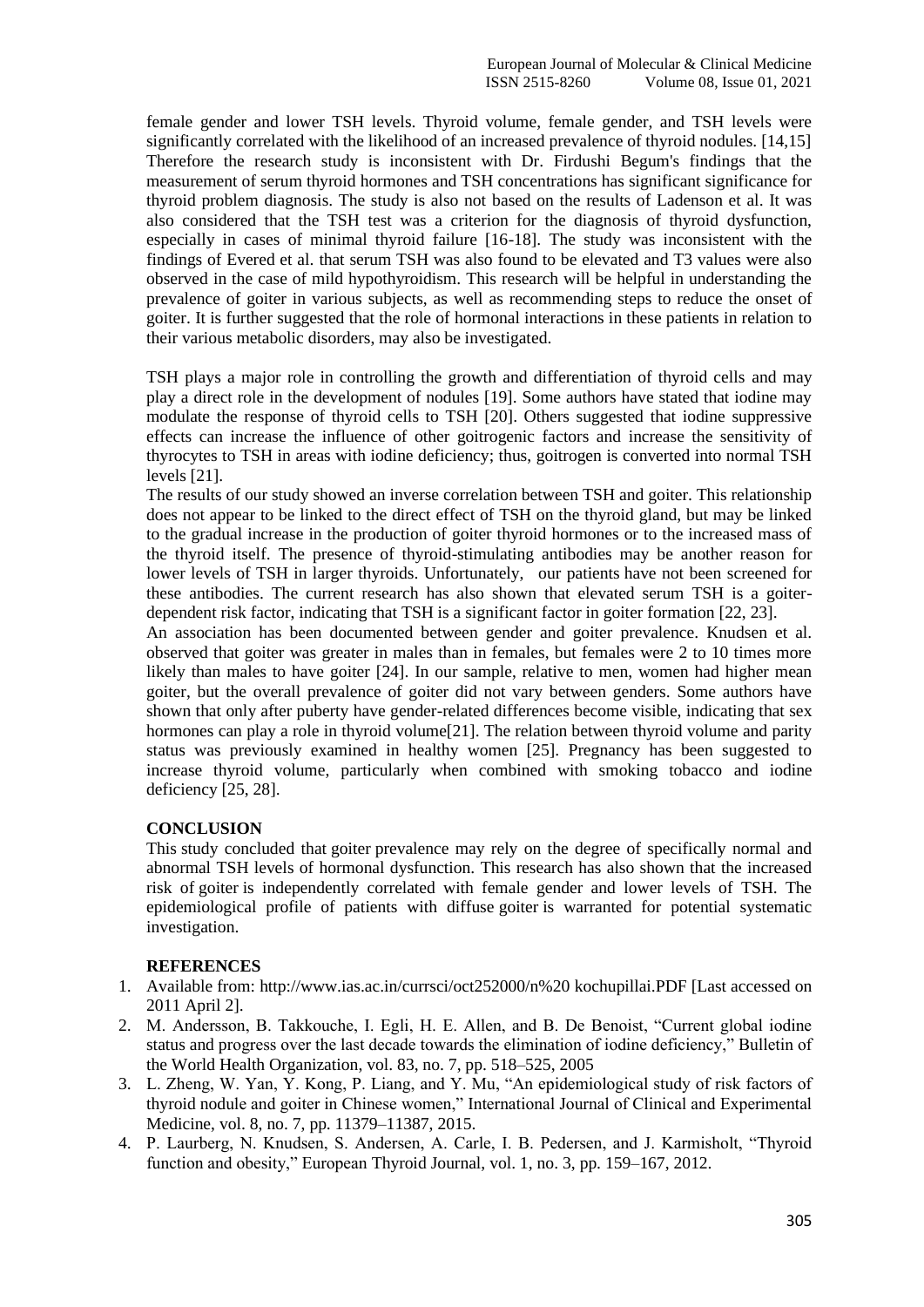female gender and lower TSH levels. Thyroid volume, female gender, and TSH levels were significantly correlated with the likelihood of an increased prevalence of thyroid nodules. [14,15] Therefore the research study is inconsistent with Dr. Firdushi Begum's findings that the measurement of serum thyroid hormones and TSH concentrations has significant significance for thyroid problem diagnosis. The study is also not based on the results of Ladenson et al. It was also considered that the TSH test was a criterion for the diagnosis of thyroid dysfunction, especially in cases of minimal thyroid failure [16-18]. The study was inconsistent with the findings of Evered et al. that serum TSH was also found to be elevated and T3 values were also observed in the case of mild hypothyroidism. This research will be helpful in understanding the prevalence of goiter in various subjects, as well as recommending steps to reduce the onset of goiter. It is further suggested that the role of hormonal interactions in these patients in relation to their various metabolic disorders, may also be investigated.

TSH plays a major role in controlling the growth and differentiation of thyroid cells and may play a direct role in the development of nodules [19]. Some authors have stated that iodine may modulate the response of thyroid cells to TSH [20]. Others suggested that iodine suppressive effects can increase the influence of other goitrogenic factors and increase the sensitivity of thyrocytes to TSH in areas with iodine deficiency; thus, goitrogen is converted into normal TSH levels [21].

The results of our study showed an inverse correlation between TSH and goiter. This relationship does not appear to be linked to the direct effect of TSH on the thyroid gland, but may be linked to the gradual increase in the production of goiter thyroid hormones or to the increased mass of the thyroid itself. The presence of thyroid-stimulating antibodies may be another reason for lower levels of TSH in larger thyroids. Unfortunately, our patients have not been screened for these antibodies. The current research has also shown that elevated serum TSH is a goiter-dependent risk factor, indicating that TSH is a significant factor in goiter formation [22, 23].

An association has been documented between gender and goiter prevalence. Knudsen et al. observed that goiter was greater in males than in females, but females were 2 to 10 times more likely than males to have goiter [24]. In our sample, relative to men, women had higher mean goiter, but the overall prevalence of goiter did not vary between genders. Some authors have shown that only after puberty have gender-related differences become visible, indicating that sex hormones can play a role in thyroid volume[21]. The relation between thyroid volume and parity status was previously examined in healthy women [25]. Pregnancy has been suggested to increase thyroid volume, particularly when combined with smoking tobacco and iodine deficiency [25, 28].

## CONCLUSION

This study concluded that goiter prevalence may rely on the degree of specifically normal and abnormal TSH levels of hormonal dysfunction. This research has also shown that the increased risk of goiter is independently correlated with female gender and lower levels of TSH. The epidemiological profile of patients with diffuse goiter is warranted for potential systematic investigation.

## REFERENCES

1. Available from: http://www.ias.ac.in/currsci/oct252000/n%20 kochupillai.PDF [Last accessed on 2011 April 2].
2. M. Andersson, B. Takkouche, I. Egli, H. E. Allen, and B. De Benoist, "Current global iodine status and progress over the last decade towards the elimination of iodine deficiency," Bulletin of the World Health Organization, vol. 83, no. 7, pp. 518–525, 2005
3. L. Zheng, W. Yan, Y. Kong, P. Liang, and Y. Mu, "An epidemiological study of risk factors of thyroid nodule and goiter in Chinese women," International Journal of Clinical and Experimental Medicine, vol. 8, no. 7, pp. 11379–11387, 2015.
4. P. Laurberg, N. Knudsen, S. Andersen, A. Carle, I. B. Pedersen, and J. Karmisholt, "Thyroid function and obesity," European Thyroid Journal, vol. 1, no. 3, pp. 159–167, 2012.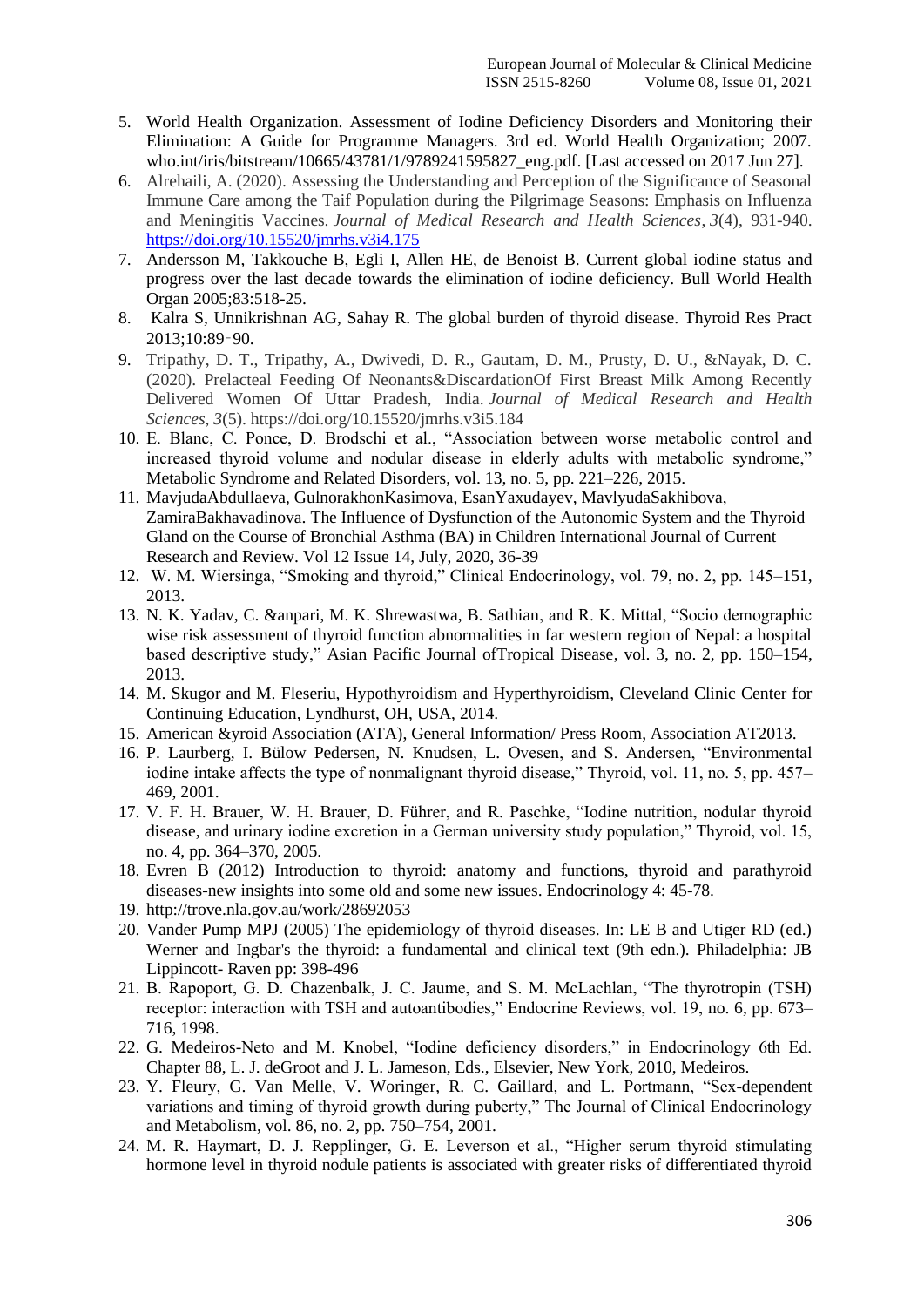5. World Health Organization. Assessment of Iodine Deficiency Disorders and Monitoring their Elimination: A Guide for Programme Managers. 3rd ed. World Health Organization; 2007. who.int/iris/bitstream/10665/43781/1/9789241595827_eng.pdf. [Last accessed on 2017 Jun 27].
6. Alrehaili, A. (2020). Assessing the Understanding and Perception of the Significance of Seasonal Immune Care among the Taif Population during the Pilgrimage Seasons: Emphasis on Influenza and Meningitis Vaccines. *Journal of Medical Research and Health Sciences*, *3*(4), 931-940. https://doi.org/10.15520/jmrhs.v3i4.175
7. Andersson M, Takkouche B, Egli I, Allen HE, de Benoist B. Current global iodine status and progress over the last decade towards the elimination of iodine deficiency. Bull World Health Organ 2005;83:518-25.
8. Kalra S, Unnikrishnan AG, Sahay R. The global burden of thyroid disease. Thyroid Res Pract 2013;10:89‑90.
9. Tripathy, D. T., Tripathy, A., Dwivedi, D. R., Gautam, D. M., Prusty, D. U., &Nayak, D. C. (2020). Prelacteal Feeding Of Neonants&DiscardationOf First Breast Milk Among Recently Delivered Women Of Uttar Pradesh, India. *Journal of Medical Research and Health Sciences*, *3*(5). https://doi.org/10.15520/jmrhs.v3i5.184
10. E. Blanc, C. Ponce, D. Brodschi et al., "Association between worse metabolic control and increased thyroid volume and nodular disease in elderly adults with metabolic syndrome," Metabolic Syndrome and Related Disorders, vol. 13, no. 5, pp. 221–226, 2015.
11. MavjudaAbdullaeva, GulnorakhonKasimova, EsanYaxudayev, MavlyudaSakhibova, ZamiraBakhavadinova. The Influence of Dysfunction of the Autonomic System and the Thyroid Gland on the Course of Bronchial Asthma (BA) in Children International Journal of Current Research and Review. Vol 12 Issue 14, July, 2020, 36-39
12. W. M. Wiersinga, "Smoking and thyroid," Clinical Endocrinology, vol. 79, no. 2, pp. 145–151, 2013.
13. N. K. Yadav, C. &anpari, M. K. Shrewastwa, B. Sathian, and R. K. Mittal, "Socio demographic wise risk assessment of thyroid function abnormalities in far western region of Nepal: a hospital based descriptive study," Asian Pacific Journal ofTropical Disease, vol. 3, no. 2, pp. 150–154, 2013.
14. M. Skugor and M. Fleseriu, Hypothyroidism and Hyperthyroidism, Cleveland Clinic Center for Continuing Education, Lyndhurst, OH, USA, 2014.
15. American &yroid Association (ATA), General Information/ Press Room, Association AT2013.
16. P. Laurberg, I. Bülow Pedersen, N. Knudsen, L. Ovesen, and S. Andersen, "Environmental iodine intake affects the type of nonmalignant thyroid disease," Thyroid, vol. 11, no. 5, pp. 457–469, 2001.
17. V. F. H. Brauer, W. H. Brauer, D. Führer, and R. Paschke, "Iodine nutrition, nodular thyroid disease, and urinary iodine excretion in a German university study population," Thyroid, vol. 15, no. 4, pp. 364–370, 2005.
18. Evren B (2012) Introduction to thyroid: anatomy and functions, thyroid and parathyroid diseases-new insights into some old and some new issues. Endocrinology 4: 45-78.
19. http://trove.nla.gov.au/work/28692053
20. Vander Pump MPJ (2005) The epidemiology of thyroid diseases. In: LE B and Utiger RD (ed.) Werner and Ingbar's the thyroid: a fundamental and clinical text (9th edn.). Philadelphia: JB Lippincott- Raven pp: 398-496
21. B. Rapoport, G. D. Chazenbalk, J. C. Jaume, and S. M. McLachlan, "The thyrotropin (TSH) receptor: interaction with TSH and autoantibodies," Endocrine Reviews, vol. 19, no. 6, pp. 673–716, 1998.
22. G. Medeiros-Neto and M. Knobel, "Iodine deficiency disorders," in Endocrinology 6th Ed. Chapter 88, L. J. deGroot and J. L. Jameson, Eds., Elsevier, New York, 2010, Medeiros.
23. Y. Fleury, G. Van Melle, V. Woringer, R. C. Gaillard, and L. Portmann, "Sex-dependent variations and timing of thyroid growth during puberty," The Journal of Clinical Endocrinology and Metabolism, vol. 86, no. 2, pp. 750–754, 2001.
24. M. R. Haymart, D. J. Repplinger, G. E. Leverson et al., "Higher serum thyroid stimulating hormone level in thyroid nodule patients is associated with greater risks of differentiated thyroid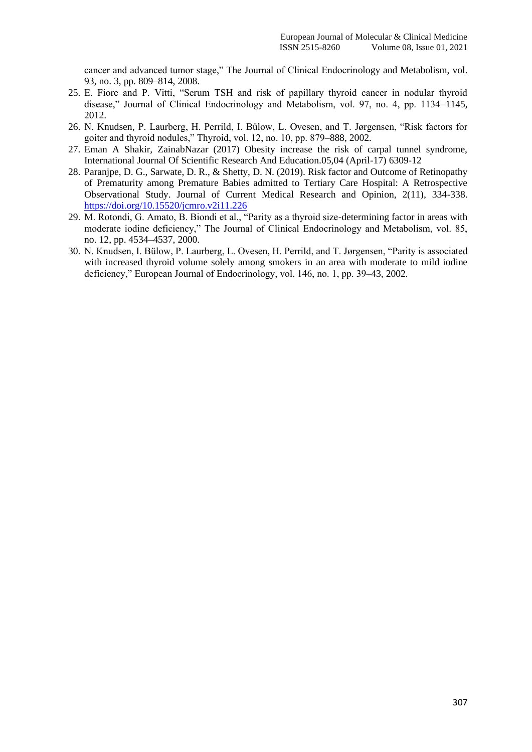cancer and advanced tumor stage," The Journal of Clinical Endocrinology and Metabolism, vol. 93, no. 3, pp. 809–814, 2008.

25. E. Fiore and P. Vitti, "Serum TSH and risk of papillary thyroid cancer in nodular thyroid disease," Journal of Clinical Endocrinology and Metabolism, vol. 97, no. 4, pp. 1134–1145, 2012.
26. N. Knudsen, P. Laurberg, H. Perrild, I. Bülow, L. Ovesen, and T. Jørgensen, "Risk factors for goiter and thyroid nodules," Thyroid, vol. 12, no. 10, pp. 879–888, 2002.
27. Eman A Shakir, ZainabNazar (2017) Obesity increase the risk of carpal tunnel syndrome, International Journal Of Scientific Research And Education.05,04 (April-17) 6309-12
28. Paranjpe, D. G., Sarwate, D. R., & Shetty, D. N. (2019). Risk factor and Outcome of Retinopathy of Prematurity among Premature Babies admitted to Tertiary Care Hospital: A Retrospective Observational Study. Journal of Current Medical Research and Opinion, 2(11), 334-338. https://doi.org/10.15520/jcmro.v2i11.226
29. M. Rotondi, G. Amato, B. Biondi et al., "Parity as a thyroid size-determining factor in areas with moderate iodine deficiency," The Journal of Clinical Endocrinology and Metabolism, vol. 85, no. 12, pp. 4534–4537, 2000.
30. N. Knudsen, I. Bülow, P. Laurberg, L. Ovesen, H. Perrild, and T. Jørgensen, "Parity is associated with increased thyroid volume solely among smokers in an area with moderate to mild iodine deficiency," European Journal of Endocrinology, vol. 146, no. 1, pp. 39–43, 2002.